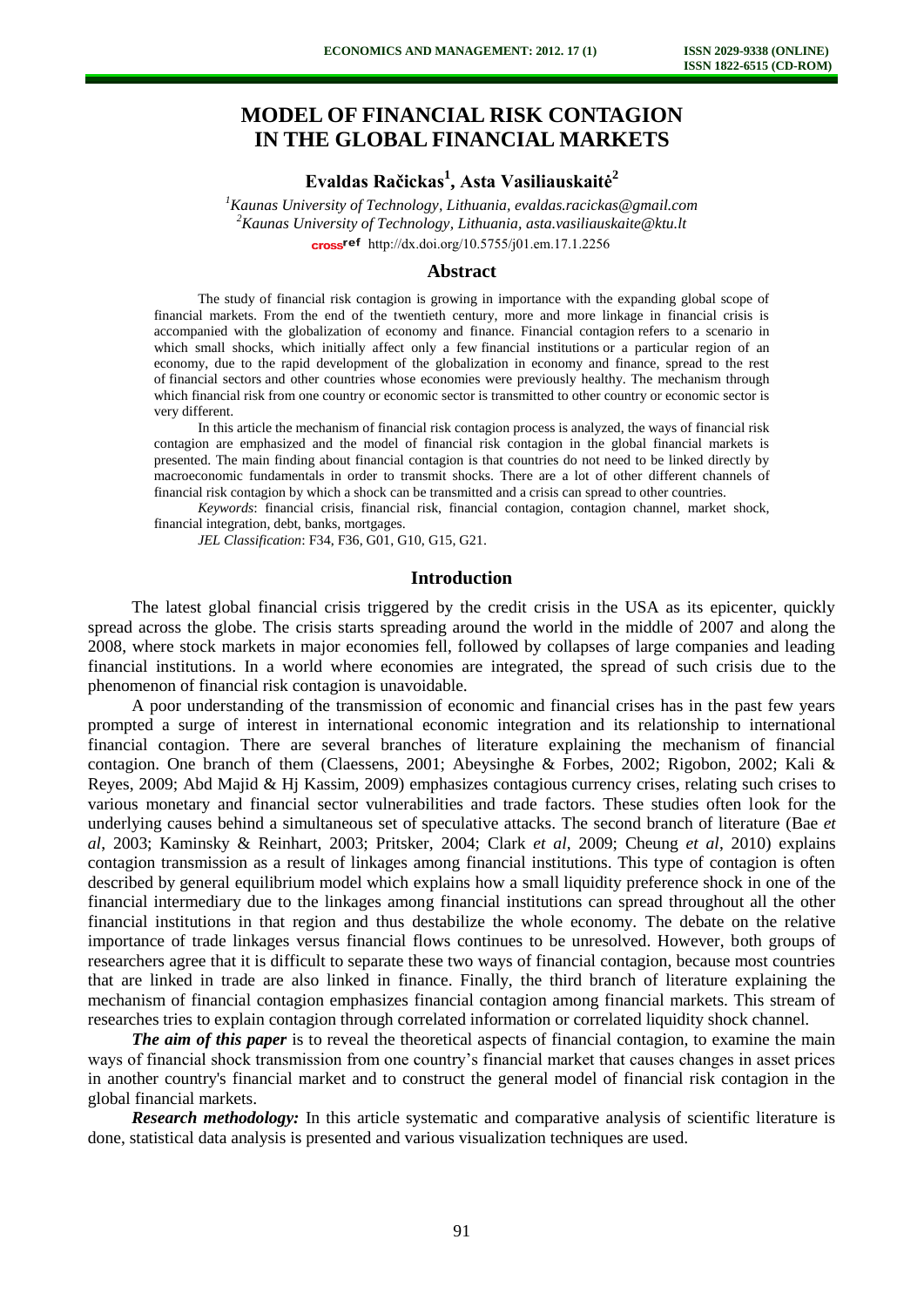# MODEL OF FINANCIAL RISK CONTAGION IN THE GLOBAL FINANCIAL MARKETS

**Evaldas Račickas[1], Asta Vasiliauskaitė[2]**

[1]*Kaunas University of Technology, Lithuania, evaldas.racickas@gmail.com*
[2]*Kaunas University of Technology, Lithuania, asta.vasiliauskaite@ktu.lt*
http://dx.doi.org/10.5755/j01.em.17.1.2256

## Abstract

The study of financial risk contagion is growing in importance with the expanding global scope of financial markets. From the end of the twentieth century, more and more linkage in financial crisis is accompanied with the globalization of economy and finance. Financial contagion refers to a scenario in which small shocks, which initially affect only a few financial institutions or a particular region of an economy, due to the rapid development of the globalization in economy and finance, spread to the rest of financial sectors and other countries whose economies were previously healthy. The mechanism through which financial risk from one country or economic sector is transmitted to other country or economic sector is very different.

In this article the mechanism of financial risk contagion process is analyzed, the ways of financial risk contagion are emphasized and the model of financial risk contagion in the global financial markets is presented. The main finding about financial contagion is that countries do not need to be linked directly by macroeconomic fundamentals in order to transmit shocks. There are a lot of other different channels of financial risk contagion by which a shock can be transmitted and a crisis can spread to other countries.

*Keywords*: financial crisis, financial risk, financial contagion, contagion channel, market shock, financial integration, debt, banks, mortgages.

*JEL Classification*: F34, F36, G01, G10, G15, G21.

## Introduction

The latest global financial crisis triggered by the credit crisis in the USA as its epicenter, quickly spread across the globe. The crisis starts spreading around the world in the middle of 2007 and along the 2008, where stock markets in major economies fell, followed by collapses of large companies and leading financial institutions. In a world where economies are integrated, the spread of such crisis due to the phenomenon of financial risk contagion is unavoidable.

A poor understanding of the transmission of economic and financial crises has in the past few years prompted a surge of interest in international economic integration and its relationship to international financial contagion. There are several branches of literature explaining the mechanism of financial contagion. One branch of them (Claessens, 2001; Abeysinghe & Forbes, 2002; Rigobon, 2002; Kali & Reyes, 2009; Abd Majid & Hj Kassim, 2009) emphasizes contagious currency crises, relating such crises to various monetary and financial sector vulnerabilities and trade factors. These studies often look for the underlying causes behind a simultaneous set of speculative attacks. The second branch of literature (Bae *et al*, 2003; Kaminsky & Reinhart, 2003; Pritsker, 2004; Clark *et al*, 2009; Cheung *et al*, 2010) explains contagion transmission as a result of linkages among financial institutions. This type of contagion is often described by general equilibrium model which explains how a small liquidity preference shock in one of the financial intermediary due to the linkages among financial institutions can spread throughout all the other financial institutions in that region and thus destabilize the whole economy. The debate on the relative importance of trade linkages versus financial flows continues to be unresolved. However, both groups of researchers agree that it is difficult to separate these two ways of financial contagion, because most countries that are linked in trade are also linked in finance. Finally, the third branch of literature explaining the mechanism of financial contagion emphasizes financial contagion among financial markets. This stream of researches tries to explain contagion through correlated information or correlated liquidity shock channel.

***The aim of this paper*** is to reveal the theoretical aspects of financial contagion, to examine the main ways of financial shock transmission from one country's financial market that causes changes in asset prices in another country's financial market and to construct the general model of financial risk contagion in the global financial markets.

***Research methodology:*** In this article systematic and comparative analysis of scientific literature is done, statistical data analysis is presented and various visualization techniques are used.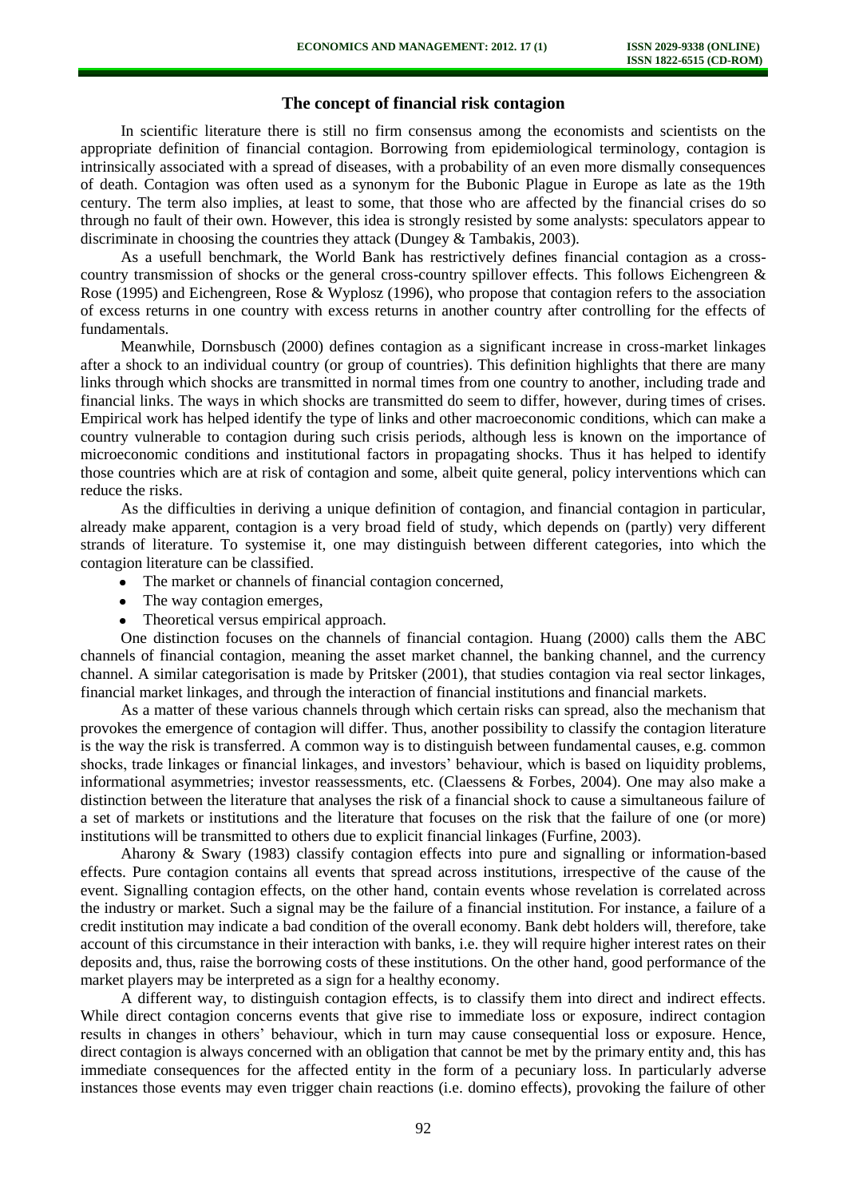## The concept of financial risk contagion

In scientific literature there is still no firm consensus among the economists and scientists on the appropriate definition of financial contagion. Borrowing from epidemiological terminology, contagion is intrinsically associated with a spread of diseases, with a probability of an even more dismally consequences of death. Contagion was often used as a synonym for the Bubonic Plague in Europe as late as the 19th century. The term also implies, at least to some, that those who are affected by the financial crises do so through no fault of their own. However, this idea is strongly resisted by some analysts: speculators appear to discriminate in choosing the countries they attack (Dungey & Tambakis, 2003).

As a usefull benchmark, the World Bank has restrictively defines financial contagion as a cross-country transmission of shocks or the general cross-country spillover effects. This follows Eichengreen & Rose (1995) and Eichengreen, Rose & Wyplosz (1996), who propose that contagion refers to the association of excess returns in one country with excess returns in another country after controlling for the effects of fundamentals.

Meanwhile, Dornsbusch (2000) defines contagion as a significant increase in cross-market linkages after a shock to an individual country (or group of countries). This definition highlights that there are many links through which shocks are transmitted in normal times from one country to another, including trade and financial links. The ways in which shocks are transmitted do seem to differ, however, during times of crises. Empirical work has helped identify the type of links and other macroeconomic conditions, which can make a country vulnerable to contagion during such crisis periods, although less is known on the importance of microeconomic conditions and institutional factors in propagating shocks. Thus it has helped to identify those countries which are at risk of contagion and some, albeit quite general, policy interventions which can reduce the risks.

As the difficulties in deriving a unique definition of contagion, and financial contagion in particular, already make apparent, contagion is a very broad field of study, which depends on (partly) very different strands of literature. To systemise it, one may distinguish between different categories, into which the contagion literature can be classified.

- The market or channels of financial contagion concerned,
- The way contagion emerges,
- Theoretical versus empirical approach.

One distinction focuses on the channels of financial contagion. Huang (2000) calls them the ABC channels of financial contagion, meaning the asset market channel, the banking channel, and the currency channel. A similar categorisation is made by Pritsker (2001), that studies contagion via real sector linkages, financial market linkages, and through the interaction of financial institutions and financial markets.

As a matter of these various channels through which certain risks can spread, also the mechanism that provokes the emergence of contagion will differ. Thus, another possibility to classify the contagion literature is the way the risk is transferred. A common way is to distinguish between fundamental causes, e.g. common shocks, trade linkages or financial linkages, and investors' behaviour, which is based on liquidity problems, informational asymmetries; investor reassessments, etc. (Claessens & Forbes, 2004). One may also make a distinction between the literature that analyses the risk of a financial shock to cause a simultaneous failure of a set of markets or institutions and the literature that focuses on the risk that the failure of one (or more) institutions will be transmitted to others due to explicit financial linkages (Furfine, 2003).

Aharony & Swary (1983) classify contagion effects into pure and signalling or information-based effects. Pure contagion contains all events that spread across institutions, irrespective of the cause of the event. Signalling contagion effects, on the other hand, contain events whose revelation is correlated across the industry or market. Such a signal may be the failure of a financial institution. For instance, a failure of a credit institution may indicate a bad condition of the overall economy. Bank debt holders will, therefore, take account of this circumstance in their interaction with banks, i.e. they will require higher interest rates on their deposits and, thus, raise the borrowing costs of these institutions. On the other hand, good performance of the market players may be interpreted as a sign for a healthy economy.

A different way, to distinguish contagion effects, is to classify them into direct and indirect effects. While direct contagion concerns events that give rise to immediate loss or exposure, indirect contagion results in changes in others' behaviour, which in turn may cause consequential loss or exposure. Hence, direct contagion is always concerned with an obligation that cannot be met by the primary entity and, this has immediate consequences for the affected entity in the form of a pecuniary loss. In particularly adverse instances those events may even trigger chain reactions (i.e. domino effects), provoking the failure of other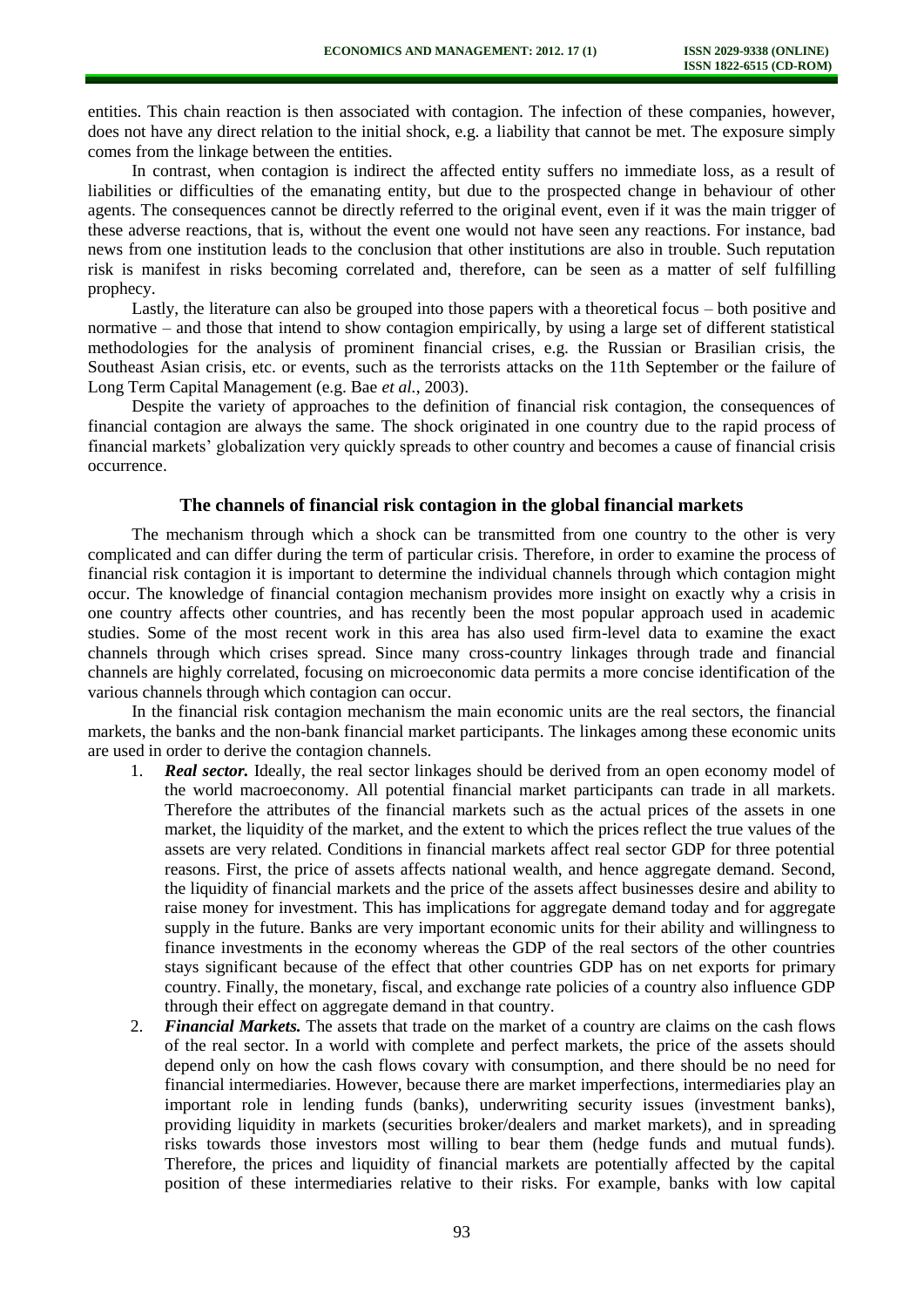entities. This chain reaction is then associated with contagion. The infection of these companies, however, does not have any direct relation to the initial shock, e.g. a liability that cannot be met. The exposure simply comes from the linkage between the entities.

In contrast, when contagion is indirect the affected entity suffers no immediate loss, as a result of liabilities or difficulties of the emanating entity, but due to the prospected change in behaviour of other agents. The consequences cannot be directly referred to the original event, even if it was the main trigger of these adverse reactions, that is, without the event one would not have seen any reactions. For instance, bad news from one institution leads to the conclusion that other institutions are also in trouble. Such reputation risk is manifest in risks becoming correlated and, therefore, can be seen as a matter of self fulfilling prophecy.

Lastly, the literature can also be grouped into those papers with a theoretical focus – both positive and normative – and those that intend to show contagion empirically, by using a large set of different statistical methodologies for the analysis of prominent financial crises, e.g. the Russian or Brasilian crisis, the Southeast Asian crisis, etc. or events, such as the terrorists attacks on the 11th September or the failure of Long Term Capital Management (e.g. Bae *et al.*, 2003).

Despite the variety of approaches to the definition of financial risk contagion, the consequences of financial contagion are always the same. The shock originated in one country due to the rapid process of financial markets' globalization very quickly spreads to other country and becomes a cause of financial crisis occurrence.

## The channels of financial risk contagion in the global financial markets

The mechanism through which a shock can be transmitted from one country to the other is very complicated and can differ during the term of particular crisis. Therefore, in order to examine the process of financial risk contagion it is important to determine the individual channels through which contagion might occur. The knowledge of financial contagion mechanism provides more insight on exactly why a crisis in one country affects other countries, and has recently been the most popular approach used in academic studies. Some of the most recent work in this area has also used firm-level data to examine the exact channels through which crises spread. Since many cross-country linkages through trade and financial channels are highly correlated, focusing on microeconomic data permits a more concise identification of the various channels through which contagion can occur.

In the financial risk contagion mechanism the main economic units are the real sectors, the financial markets, the banks and the non-bank financial market participants. The linkages among these economic units are used in order to derive the contagion channels.

1. ***Real sector.*** Ideally, the real sector linkages should be derived from an open economy model of the world macroeconomy. All potential financial market participants can trade in all markets. Therefore the attributes of the financial markets such as the actual prices of the assets in one market, the liquidity of the market, and the extent to which the prices reflect the true values of the assets are very related. Conditions in financial markets affect real sector GDP for three potential reasons. First, the price of assets affects national wealth, and hence aggregate demand. Second, the liquidity of financial markets and the price of the assets affect businesses desire and ability to raise money for investment. This has implications for aggregate demand today and for aggregate supply in the future. Banks are very important economic units for their ability and willingness to finance investments in the economy whereas the GDP of the real sectors of the other countries stays significant because of the effect that other countries GDP has on net exports for primary country. Finally, the monetary, fiscal, and exchange rate policies of a country also influence GDP through their effect on aggregate demand in that country.
2. ***Financial Markets.*** The assets that trade on the market of a country are claims on the cash flows of the real sector. In a world with complete and perfect markets, the price of the assets should depend only on how the cash flows covary with consumption, and there should be no need for financial intermediaries. However, because there are market imperfections, intermediaries play an important role in lending funds (banks), underwriting security issues (investment banks), providing liquidity in markets (securities broker/dealers and market markets), and in spreading risks towards those investors most willing to bear them (hedge funds and mutual funds). Therefore, the prices and liquidity of financial markets are potentially affected by the capital position of these intermediaries relative to their risks. For example, banks with low capital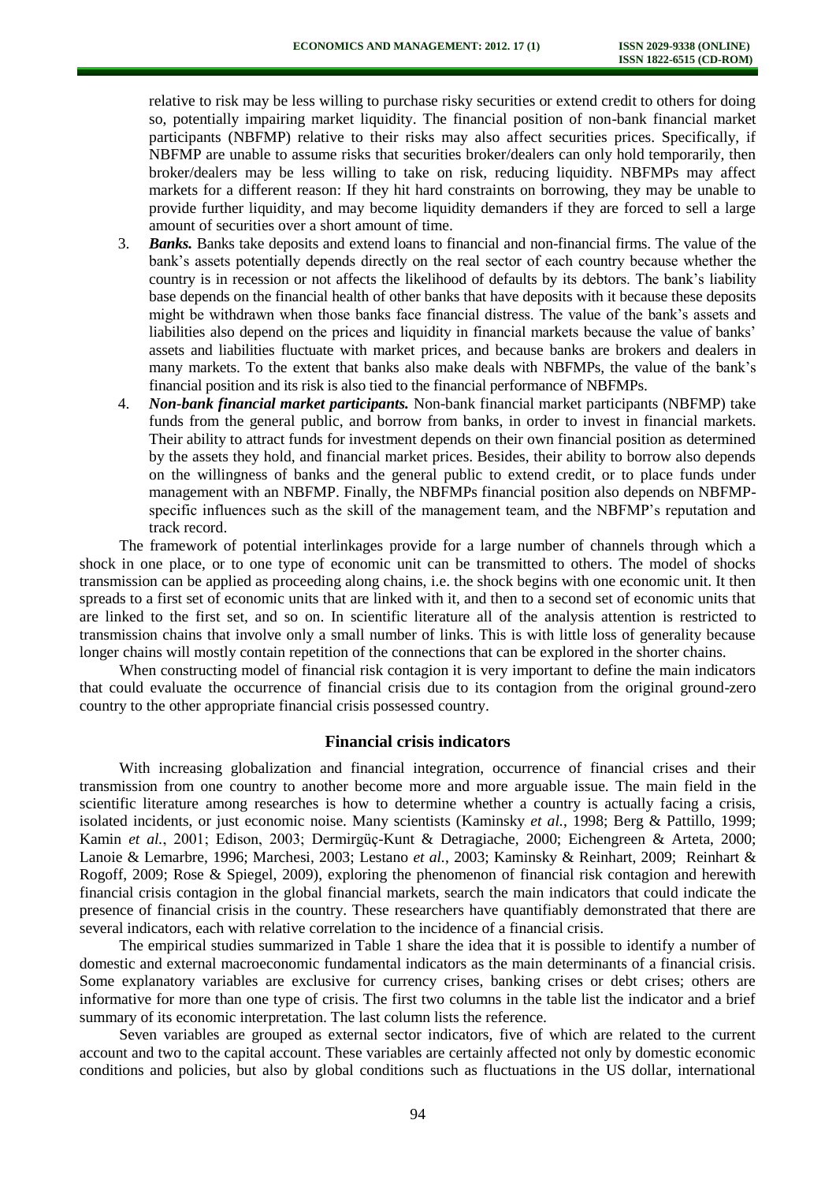relative to risk may be less willing to purchase risky securities or extend credit to others for doing so, potentially impairing market liquidity. The financial position of non-bank financial market participants (NBFMP) relative to their risks may also affect securities prices. Specifically, if NBFMP are unable to assume risks that securities broker/dealers can only hold temporarily, then broker/dealers may be less willing to take on risk, reducing liquidity. NBFMPs may affect markets for a different reason: If they hit hard constraints on borrowing, they may be unable to provide further liquidity, and may become liquidity demanders if they are forced to sell a large amount of securities over a short amount of time.

3. ***Banks.*** Banks take deposits and extend loans to financial and non-financial firms. The value of the bank's assets potentially depends directly on the real sector of each country because whether the country is in recession or not affects the likelihood of defaults by its debtors. The bank's liability base depends on the financial health of other banks that have deposits with it because these deposits might be withdrawn when those banks face financial distress. The value of the bank's assets and liabilities also depend on the prices and liquidity in financial markets because the value of banks' assets and liabilities fluctuate with market prices, and because banks are brokers and dealers in many markets. To the extent that banks also make deals with NBFMPs, the value of the bank's financial position and its risk is also tied to the financial performance of NBFMPs.
4. ***Non-bank financial market participants.*** Non-bank financial market participants (NBFMP) take funds from the general public, and borrow from banks, in order to invest in financial markets. Their ability to attract funds for investment depends on their own financial position as determined by the assets they hold, and financial market prices. Besides, their ability to borrow also depends on the willingness of banks and the general public to extend credit, or to place funds under management with an NBFMP. Finally, the NBFMPs financial position also depends on NBFMP-specific influences such as the skill of the management team, and the NBFMP's reputation and track record.

The framework of potential interlinkages provide for a large number of channels through which a shock in one place, or to one type of economic unit can be transmitted to others. The model of shocks transmission can be applied as proceeding along chains, i.e. the shock begins with one economic unit. It then spreads to a first set of economic units that are linked with it, and then to a second set of economic units that are linked to the first set, and so on. In scientific literature all of the analysis attention is restricted to transmission chains that involve only a small number of links. This is with little loss of generality because longer chains will mostly contain repetition of the connections that can be explored in the shorter chains.

When constructing model of financial risk contagion it is very important to define the main indicators that could evaluate the occurrence of financial crisis due to its contagion from the original ground-zero country to the other appropriate financial crisis possessed country.

## Financial crisis indicators

With increasing globalization and financial integration, occurrence of financial crises and their transmission from one country to another become more and more arguable issue. The main field in the scientific literature among researches is how to determine whether a country is actually facing a crisis, isolated incidents, or just economic noise. Many scientists (Kaminsky *et al.*, 1998; Berg & Pattillo, 1999; Kamin *et al.*, 2001; Edison, 2003; Dermirgüç-Kunt & Detragiache, 2000; Eichengreen & Arteta, 2000; Lanoie & Lemarbre, 1996; Marchesi, 2003; Lestano *et al.*, 2003; Kaminsky & Reinhart, 2009; Reinhart & Rogoff, 2009; Rose & Spiegel, 2009), exploring the phenomenon of financial risk contagion and herewith financial crisis contagion in the global financial markets, search the main indicators that could indicate the presence of financial crisis in the country. These researchers have quantifiably demonstrated that there are several indicators, each with relative correlation to the incidence of a financial crisis.

The empirical studies summarized in Table 1 share the idea that it is possible to identify a number of domestic and external macroeconomic fundamental indicators as the main determinants of a financial crisis. Some explanatory variables are exclusive for currency crises, banking crises or debt crises; others are informative for more than one type of crisis. The first two columns in the table list the indicator and a brief summary of its economic interpretation. The last column lists the reference.

Seven variables are grouped as external sector indicators, five of which are related to the current account and two to the capital account. These variables are certainly affected not only by domestic economic conditions and policies, but also by global conditions such as fluctuations in the US dollar, international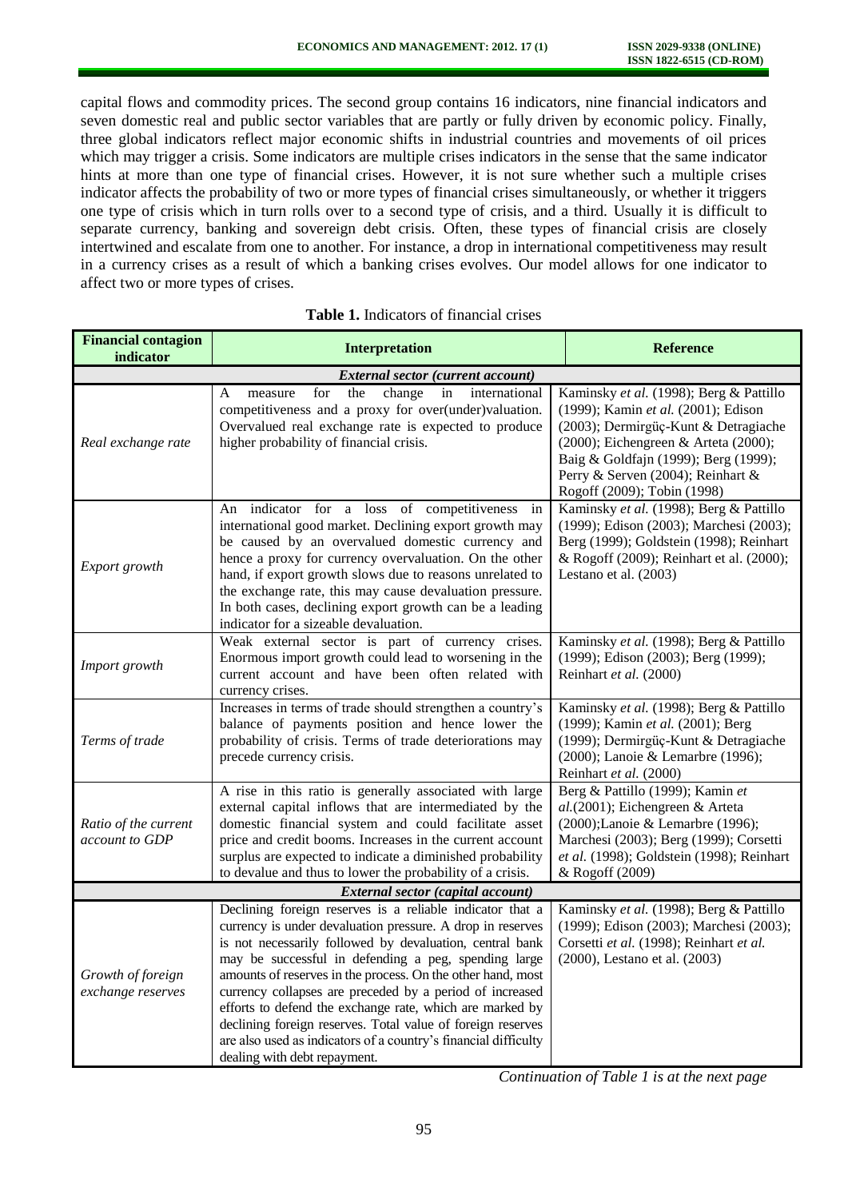capital flows and commodity prices. The second group contains 16 indicators, nine financial indicators and seven domestic real and public sector variables that are partly or fully driven by economic policy. Finally, three global indicators reflect major economic shifts in industrial countries and movements of oil prices which may trigger a crisis. Some indicators are multiple crises indicators in the sense that the same indicator hints at more than one type of financial crises. However, it is not sure whether such a multiple crises indicator affects the probability of two or more types of financial crises simultaneously, or whether it triggers one type of crisis which in turn rolls over to a second type of crisis, and a third. Usually it is difficult to separate currency, banking and sovereign debt crisis. Often, these types of financial crisis are closely intertwined and escalate from one to another. For instance, a drop in international competitiveness may result in a currency crises as a result of which a banking crises evolves. Our model allows for one indicator to affect two or more types of crises.

**Table 1.** Indicators of financial crises

| Financial contagion indicator | Interpretation | Reference |
|---|---|---|
| ***External sector (current account)*** | | |
| *Real exchange rate* | A measure for the change in international competitiveness and a proxy for over(under)valuation. Overvalued real exchange rate is expected to produce higher probability of financial crisis. | Kaminsky *et al.* (1998); Berg & Pattillo (1999); Kamin *et al.* (2001); Edison (2003); Dermirgüç-Kunt & Detragiache (2000); Eichengreen & Arteta (2000); Baig & Goldfajn (1999); Berg (1999); Perry & Serven (2004); Reinhart & Rogoff (2009); Tobin (1998) |
| *Export growth* | An indicator for a loss of competitiveness in international good market. Declining export growth may be caused by an overvalued domestic currency and hence a proxy for currency overvaluation. On the other hand, if export growth slows due to reasons unrelated to the exchange rate, this may cause devaluation pressure. In both cases, declining export growth can be a leading indicator for a sizeable devaluation. | Kaminsky *et al.* (1998); Berg & Pattillo (1999); Edison (2003); Marchesi (2003); Berg (1999); Goldstein (1998); Reinhart & Rogoff (2009); Reinhart et al. (2000); Lestano et al. (2003) |
| *Import growth* | Weak external sector is part of currency crises. Enormous import growth could lead to worsening in the current account and have been often related with currency crises. | Kaminsky *et al.* (1998); Berg & Pattillo (1999); Edison (2003); Berg (1999); Reinhart *et al.* (2000) |
| *Terms of trade* | Increases in terms of trade should strengthen a country's balance of payments position and hence lower the probability of crisis. Terms of trade deteriorations may precede currency crisis. | Kaminsky *et al.* (1998); Berg & Pattillo (1999); Kamin *et al.* (2001); Berg (1999); Dermirgüç-Kunt & Detragiache (2000); Lanoie & Lemarbre (1996); Reinhart *et al.* (2000) |
| *Ratio of the current account to GDP* | A rise in this ratio is generally associated with large external capital inflows that are intermediated by the domestic financial system and could facilitate asset price and credit booms. Increases in the current account surplus are expected to indicate a diminished probability to devalue and thus to lower the probability of a crisis. | Berg & Pattillo (1999); Kamin *et al.*(2001); Eichengreen & Arteta (2000);Lanoie & Lemarbre (1996); Marchesi (2003); Berg (1999); Corsetti *et al.* (1998); Goldstein (1998); Reinhart & Rogoff (2009) |
| ***External sector (capital account)*** | | |
| *Growth of foreign exchange reserves* | Declining foreign reserves is a reliable indicator that a currency is under devaluation pressure. A drop in reserves is not necessarily followed by devaluation, central bank may be successful in defending a peg, spending large amounts of reserves in the process. On the other hand, most currency collapses are preceded by a period of increased efforts to defend the exchange rate, which are marked by declining foreign reserves. Total value of foreign reserves are also used as indicators of a country's financial difficulty dealing with debt repayment. | Kaminsky *et al.* (1998); Berg & Pattillo (1999); Edison (2003); Marchesi (2003); Corsetti *et al.* (1998); Reinhart *et al.* (2000), Lestano et al. (2003) |

*Continuation of Table 1 is at the next page*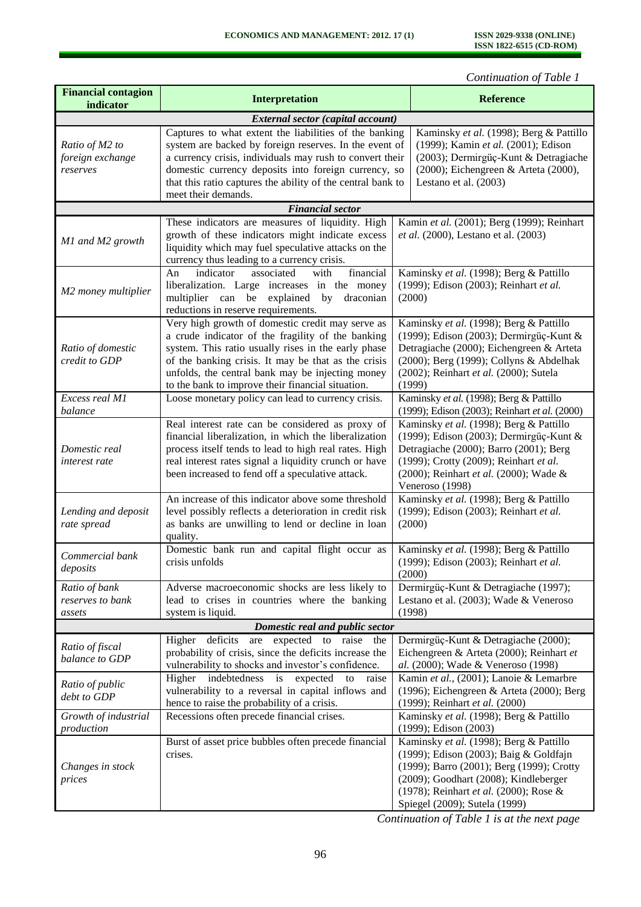*Continuation of Table 1*

| Financial contagion indicator | Interpretation | Reference |
|---|---|---|
| ***External sector (capital account)*** | | |
| *Ratio of M2 to foreign exchange reserves* | Captures to what extent the liabilities of the banking system are backed by foreign reserves. In the event of a currency crisis, individuals may rush to convert their domestic currency deposits into foreign currency, so that this ratio captures the ability of the central bank to meet their demands. | Kaminsky *et al.* (1998); Berg & Pattillo (1999); Kamin *et al.* (2001); Edison (2003); Dermirgüç-Kunt & Detragiache (2000); Eichengreen & Arteta (2000), Lestano et al. (2003) |
| ***Financial sector*** | | |
| *M1 and M2 growth* | These indicators are measures of liquidity. High growth of these indicators might indicate excess liquidity which may fuel speculative attacks on the currency thus leading to a currency crisis. | Kamin *et al.* (2001); Berg (1999); Reinhart *et al.* (2000), Lestano et al. (2003) |
| *M2 money multiplier* | An indicator associated with financial liberalization. Large increases in the money multiplier can be explained by draconian reductions in reserve requirements. | Kaminsky *et al.* (1998); Berg & Pattillo (1999); Edison (2003); Reinhart *et al.* (2000) |
| *Ratio of domestic credit to GDP* | Very high growth of domestic credit may serve as a crude indicator of the fragility of the banking system. This ratio usually rises in the early phase of the banking crisis. It may be that as the crisis unfolds, the central bank may be injecting money to the bank to improve their financial situation. | Kaminsky *et al.* (1998); Berg & Pattillo (1999); Edison (2003); Dermirgüç-Kunt & Detragiache (2000); Eichengreen & Arteta (2000); Berg (1999); Collyns & Abdelhak (2002); Reinhart *et al.* (2000); Sutela (1999) |
| *Excess real M1 balance* | Loose monetary policy can lead to currency crisis. | Kaminsky *et al.* (1998); Berg & Pattillo (1999); Edison (2003); Reinhart *et al.* (2000) |
| *Domestic real interest rate* | Real interest rate can be considered as proxy of financial liberalization, in which the liberalization process itself tends to lead to high real rates. High real interest rates signal a liquidity crunch or have been increased to fend off a speculative attack. | Kaminsky *et al.* (1998); Berg & Pattillo (1999); Edison (2003); Dermirgüç-Kunt & Detragiache (2000); Barro (2001); Berg (1999); Crotty (2009); Reinhart *et al.* (2000); Reinhart *et al.* (2000); Wade & Veneroso (1998) |
| *Lending and deposit rate spread* | An increase of this indicator above some threshold level possibly reflects a deterioration in credit risk as banks are unwilling to lend or decline in loan quality. | Kaminsky *et al.* (1998); Berg & Pattillo (1999); Edison (2003); Reinhart *et al.* (2000) |
| *Commercial bank deposits* | Domestic bank run and capital flight occur as crisis unfolds | Kaminsky *et al.* (1998); Berg & Pattillo (1999); Edison (2003); Reinhart *et al.* (2000) |
| *Ratio of bank reserves to bank assets* | Adverse macroeconomic shocks are less likely to lead to crises in countries where the banking system is liquid. | Dermirgüç-Kunt & Detragiache (1997); Lestano et al. (2003); Wade & Veneroso (1998) |
| ***Domestic real and public sector*** | | |
| *Ratio of fiscal balance to GDP* | Higher deficits are expected to raise the probability of crisis, since the deficits increase the vulnerability to shocks and investor's confidence. | Dermirgüç-Kunt & Detragiache (2000); Eichengreen & Arteta (2000); Reinhart *et al.* (2000); Wade & Veneroso (1998) |
| *Ratio of public debt to GDP* | Higher indebtedness is expected to raise vulnerability to a reversal in capital inflows and hence to raise the probability of a crisis. | Kamin *et al.*, (2001); Lanoie & Lemarbre (1996); Eichengreen & Arteta (2000); Berg (1999); Reinhart *et al.* (2000) |
| *Growth of industrial production* | Recessions often precede financial crises. | Kaminsky *et al.* (1998); Berg & Pattillo (1999); Edison (2003) |
| *Changes in stock prices* | Burst of asset price bubbles often precede financial crises. | Kaminsky *et al.* (1998); Berg & Pattillo (1999); Edison (2003); Baig & Goldfajn (1999); Barro (2001); Berg (1999); Crotty (2009); Goodhart (2008); Kindleberger (1978); Reinhart *et al.* (2000); Rose & Spiegel (2009); Sutela (1999) |

*Continuation of Table 1 is at the next page*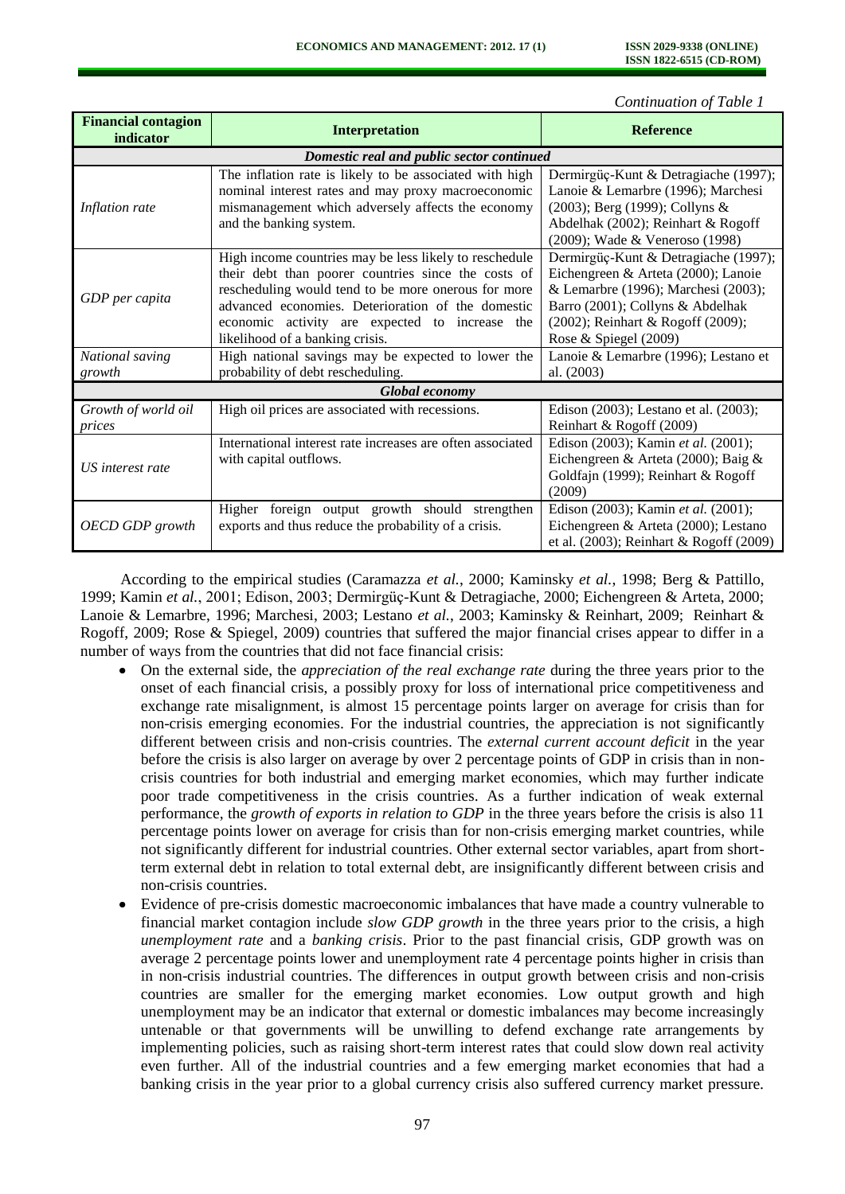*Continuation of Table 1*

| Financial contagion indicator | Interpretation | Reference |
|---|---|---|
| *Domestic real and public sector continued* | | |
| *Inflation rate* | The inflation rate is likely to be associated with high nominal interest rates and may proxy macroeconomic mismanagement which adversely affects the economy and the banking system. | Dermirgüç-Kunt & Detragiache (1997); Lanoie & Lemarbre (1996); Marchesi (2003); Berg (1999); Collyns & Abdelhak (2002); Reinhart & Rogoff (2009); Wade & Veneroso (1998) |
| *GDP per capita* | High income countries may be less likely to reschedule their debt than poorer countries since the costs of rescheduling would tend to be more onerous for more advanced economies. Deterioration of the domestic economic activity are expected to increase the likelihood of a banking crisis. | Dermirgüç-Kunt & Detragiache (1997); Eichengreen & Arteta (2000); Lanoie & Lemarbre (1996); Marchesi (2003); Barro (2001); Collyns & Abdelhak (2002); Reinhart & Rogoff (2009); Rose & Spiegel (2009) |
| *National saving growth* | High national savings may be expected to lower the probability of debt rescheduling. | Lanoie & Lemarbre (1996); Lestano et al. (2003) |
| *Global economy* | | |
| *Growth of world oil prices* | High oil prices are associated with recessions. | Edison (2003); Lestano et al. (2003); Reinhart & Rogoff (2009) |
| *US interest rate* | International interest rate increases are often associated with capital outflows. | Edison (2003); Kamin *et al.* (2001); Eichengreen & Arteta (2000); Baig & Goldfajn (1999); Reinhart & Rogoff (2009) |
| *OECD GDP growth* | Higher foreign output growth should strengthen exports and thus reduce the probability of a crisis. | Edison (2003); Kamin *et al.* (2001); Eichengreen & Arteta (2000); Lestano et al. (2003); Reinhart & Rogoff (2009) |

According to the empirical studies (Caramazza *et al.*, 2000; Kaminsky *et al.*, 1998; Berg & Pattillo, 1999; Kamin *et al.*, 2001; Edison, 2003; Dermirgüç-Kunt & Detragiache, 2000; Eichengreen & Arteta, 2000; Lanoie & Lemarbre, 1996; Marchesi, 2003; Lestano *et al.*, 2003; Kaminsky & Reinhart, 2009; Reinhart & Rogoff, 2009; Rose & Spiegel, 2009) countries that suffered the major financial crises appear to differ in a number of ways from the countries that did not face financial crisis:

- On the external side, the *appreciation of the real exchange rate* during the three years prior to the onset of each financial crisis, a possibly proxy for loss of international price competitiveness and exchange rate misalignment, is almost 15 percentage points larger on average for crisis than for non-crisis emerging economies. For the industrial countries, the appreciation is not significantly different between crisis and non-crisis countries. The *external current account deficit* in the year before the crisis is also larger on average by over 2 percentage points of GDP in crisis than in non-crisis countries for both industrial and emerging market economies, which may further indicate poor trade competitiveness in the crisis countries. As a further indication of weak external performance, the *growth of exports in relation to GDP* in the three years before the crisis is also 11 percentage points lower on average for crisis than for non-crisis emerging market countries, while not significantly different for industrial countries. Other external sector variables, apart from short-term external debt in relation to total external debt, are insignificantly different between crisis and non-crisis countries.
- Evidence of pre-crisis domestic macroeconomic imbalances that have made a country vulnerable to financial market contagion include *slow GDP growth* in the three years prior to the crisis, a high *unemployment rate* and a *banking crisis*. Prior to the past financial crisis, GDP growth was on average 2 percentage points lower and unemployment rate 4 percentage points higher in crisis than in non-crisis industrial countries. The differences in output growth between crisis and non-crisis countries are smaller for the emerging market economies. Low output growth and high unemployment may be an indicator that external or domestic imbalances may become increasingly untenable or that governments will be unwilling to defend exchange rate arrangements by implementing policies, such as raising short-term interest rates that could slow down real activity even further. All of the industrial countries and a few emerging market economies that had a banking crisis in the year prior to a global currency crisis also suffered currency market pressure.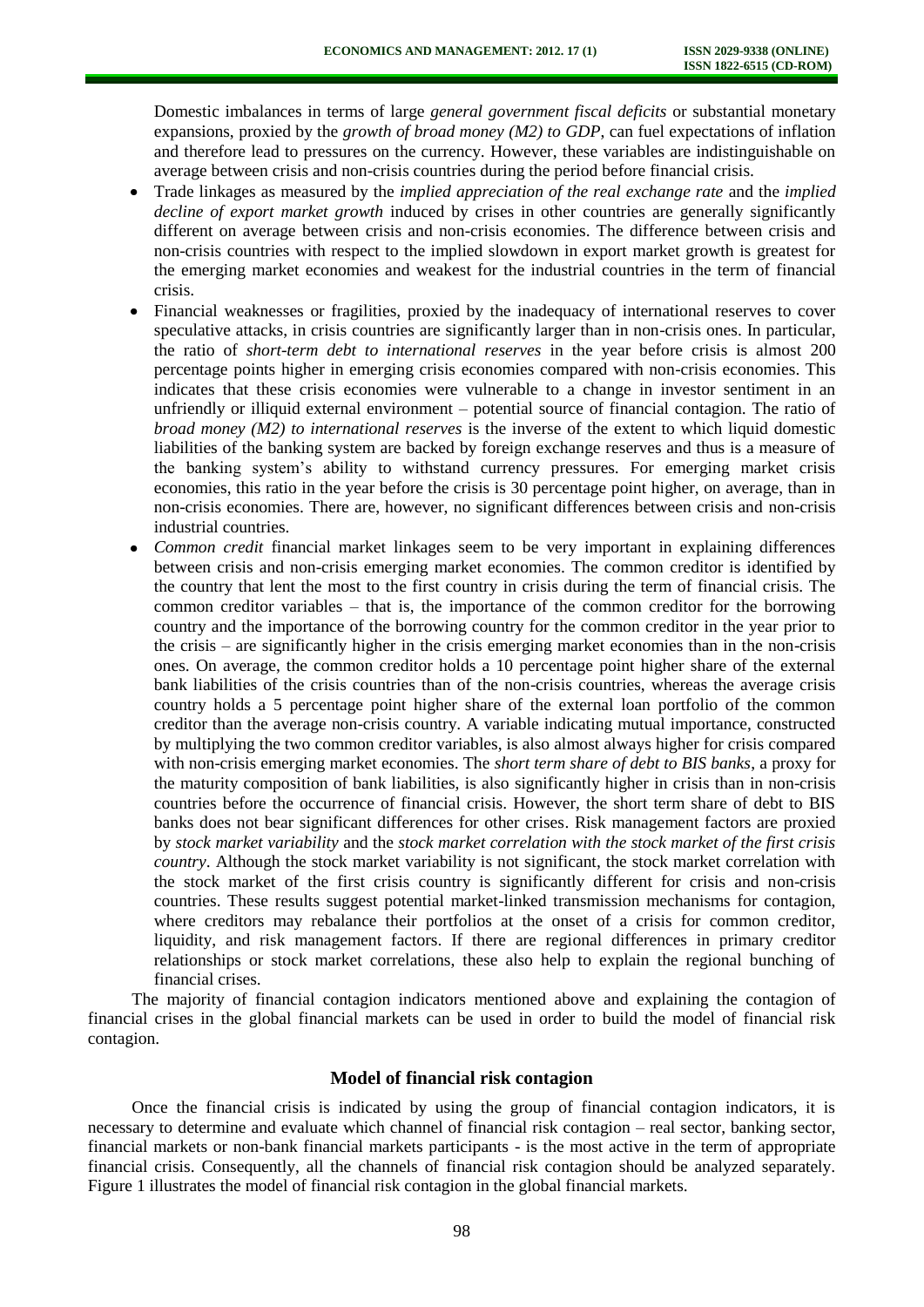Domestic imbalances in terms of large *general government fiscal deficits* or substantial monetary expansions, proxied by the *growth of broad money (M2) to GDP*, can fuel expectations of inflation and therefore lead to pressures on the currency. However, these variables are indistinguishable on average between crisis and non-crisis countries during the period before financial crisis.

- Trade linkages as measured by the *implied appreciation of the real exchange rate* and the *implied decline of export market growth* induced by crises in other countries are generally significantly different on average between crisis and non-crisis economies. The difference between crisis and non-crisis countries with respect to the implied slowdown in export market growth is greatest for the emerging market economies and weakest for the industrial countries in the term of financial crisis.
- Financial weaknesses or fragilities, proxied by the inadequacy of international reserves to cover speculative attacks, in crisis countries are significantly larger than in non-crisis ones. In particular, the ratio of *short-term debt to international reserves* in the year before crisis is almost 200 percentage points higher in emerging crisis economies compared with non-crisis economies. This indicates that these crisis economies were vulnerable to a change in investor sentiment in an unfriendly or illiquid external environment – potential source of financial contagion. The ratio of *broad money (M2) to international reserves* is the inverse of the extent to which liquid domestic liabilities of the banking system are backed by foreign exchange reserves and thus is a measure of the banking system's ability to withstand currency pressures. For emerging market crisis economies, this ratio in the year before the crisis is 30 percentage point higher, on average, than in non-crisis economies. There are, however, no significant differences between crisis and non-crisis industrial countries.
- *Common credit* financial market linkages seem to be very important in explaining differences between crisis and non-crisis emerging market economies. The common creditor is identified by the country that lent the most to the first country in crisis during the term of financial crisis. The common creditor variables – that is, the importance of the common creditor for the borrowing country and the importance of the borrowing country for the common creditor in the year prior to the crisis – are significantly higher in the crisis emerging market economies than in the non-crisis ones. On average, the common creditor holds a 10 percentage point higher share of the external bank liabilities of the crisis countries than of the non-crisis countries, whereas the average crisis country holds a 5 percentage point higher share of the external loan portfolio of the common creditor than the average non-crisis country. A variable indicating mutual importance, constructed by multiplying the two common creditor variables, is also almost always higher for crisis compared with non-crisis emerging market economies. The *short term share of debt to BIS banks*, a proxy for the maturity composition of bank liabilities, is also significantly higher in crisis than in non-crisis countries before the occurrence of financial crisis. However, the short term share of debt to BIS banks does not bear significant differences for other crises. Risk management factors are proxied by *stock market variability* and the *stock market correlation with the stock market of the first crisis country*. Although the stock market variability is not significant, the stock market correlation with the stock market of the first crisis country is significantly different for crisis and non-crisis countries. These results suggest potential market-linked transmission mechanisms for contagion, where creditors may rebalance their portfolios at the onset of a crisis for common creditor, liquidity, and risk management factors. If there are regional differences in primary creditor relationships or stock market correlations, these also help to explain the regional bunching of financial crises.

The majority of financial contagion indicators mentioned above and explaining the contagion of financial crises in the global financial markets can be used in order to build the model of financial risk contagion.

## Model of financial risk contagion

Once the financial crisis is indicated by using the group of financial contagion indicators, it is necessary to determine and evaluate which channel of financial risk contagion – real sector, banking sector, financial markets or non-bank financial markets participants - is the most active in the term of appropriate financial crisis. Consequently, all the channels of financial risk contagion should be analyzed separately. Figure 1 illustrates the model of financial risk contagion in the global financial markets.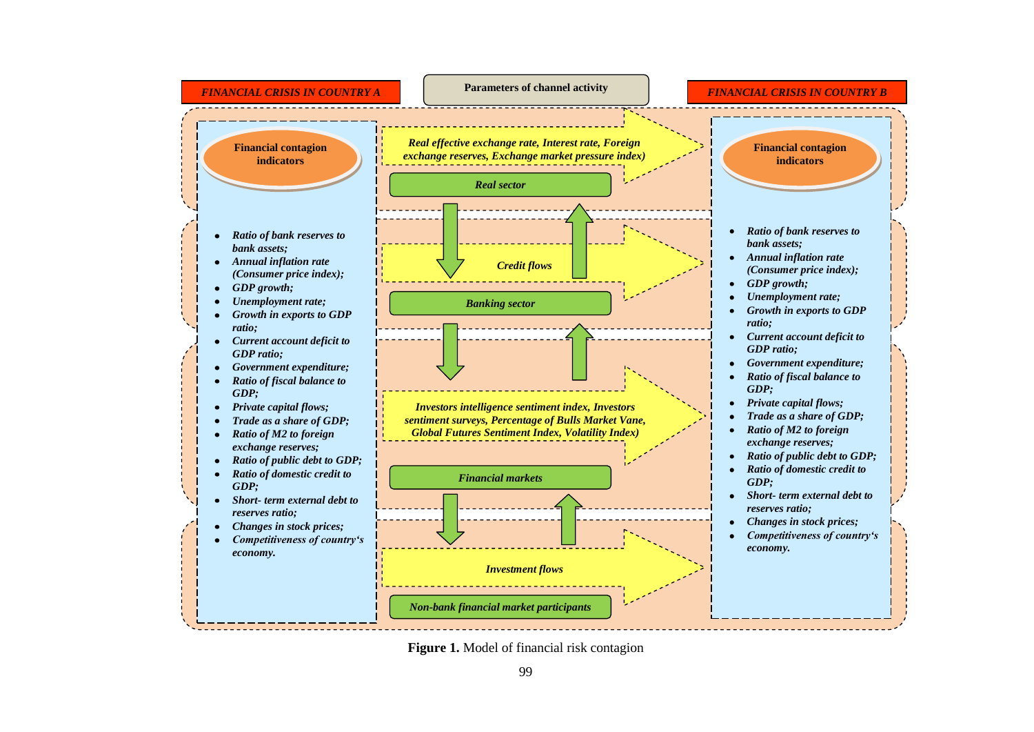**FINANCIAL CRISIS IN COUNTRY A**

**Parameters of channel activity**

**FINANCIAL CRISIS IN COUNTRY B**

**Financial contagion indicators**

- *Ratio of bank reserves to bank assets;*
- *Annual inflation rate (Consumer price index);*
- *GDP growth;*
- *Unemployment rate;*
- *Growth in exports to GDP ratio;*
- *Current account deficit to GDP ratio;*
- *Government expenditure;*
- *Ratio of fiscal balance to GDP;*
- *Private capital flows;*
- *Trade as a share of GDP;*
- *Ratio of M2 to foreign exchange reserves;*
- *Ratio of public debt to GDP;*
- *Ratio of domestic credit to GDP;*
- *Short- term external debt to reserves ratio;*
- *Changes in stock prices;*
- *Competitiveness of country's economy.*

*Real effective exchange rate, Interest rate, Foreign exchange reserves, Exchange market pressure index)*

*Real sector*

*Credit flows*

*Banking sector*

*Investors intelligence sentiment index, Investors sentiment surveys, Percentage of Bulls Market Vane, Global Futures Sentiment Index, Volatility Index)*

*Financial markets*

*Investment flows*

*Non-bank financial market participants*

**Financial contagion indicators**

- *Ratio of bank reserves to bank assets;*
- *Annual inflation rate (Consumer price index);*
- *GDP growth;*
- *Unemployment rate;*
- *Growth in exports to GDP ratio;*
- *Current account deficit to GDP ratio;*
- *Government expenditure;*
- *Ratio of fiscal balance to GDP;*
- *Private capital flows;*
- *Trade as a share of GDP;*
- *Ratio of M2 to foreign exchange reserves;*
- *Ratio of public debt to GDP;*
- *Ratio of domestic credit to GDP;*
- *Short- term external debt to reserves ratio;*
- *Changes in stock prices;*
- *Competitiveness of country's economy.*

**Figure 1.** Model of financial risk contagion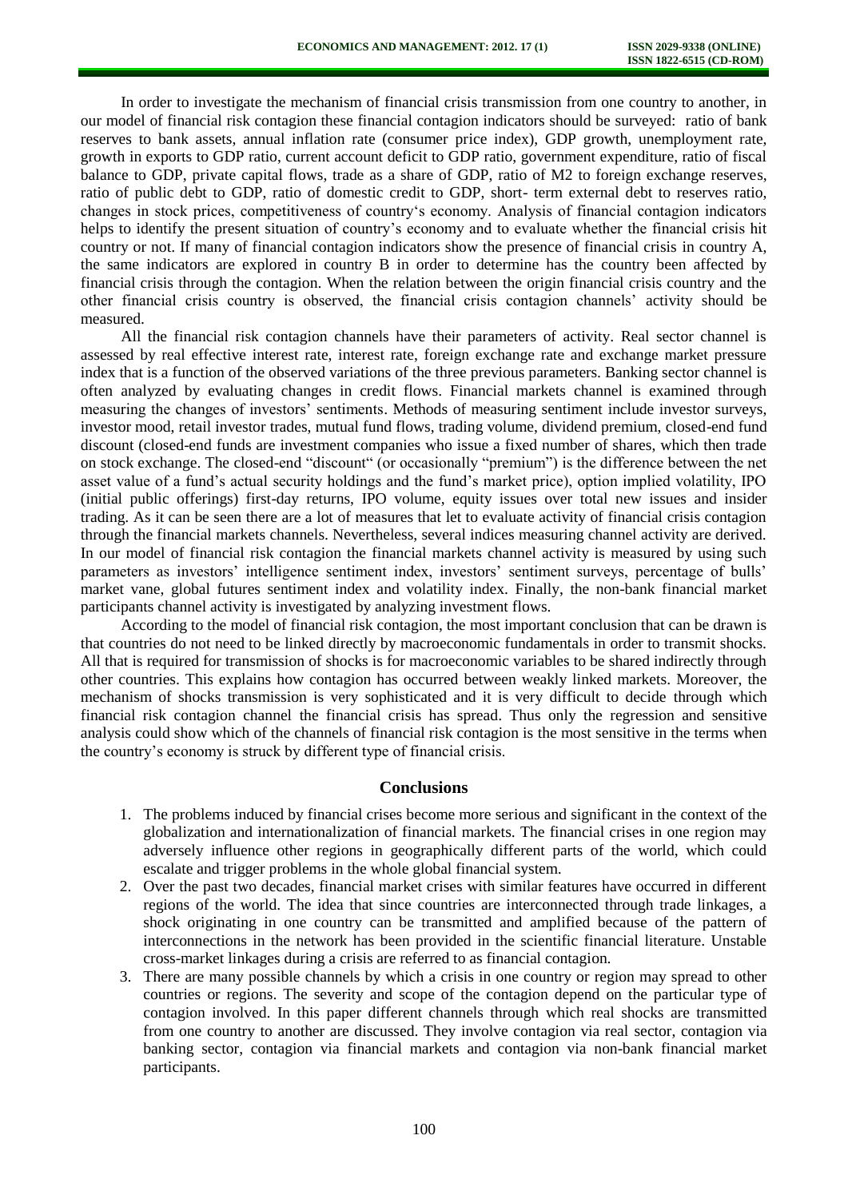In order to investigate the mechanism of financial crisis transmission from one country to another, in our model of financial risk contagion these financial contagion indicators should be surveyed: ratio of bank reserves to bank assets, annual inflation rate (consumer price index), GDP growth, unemployment rate, growth in exports to GDP ratio, current account deficit to GDP ratio, government expenditure, ratio of fiscal balance to GDP, private capital flows, trade as a share of GDP, ratio of M2 to foreign exchange reserves, ratio of public debt to GDP, ratio of domestic credit to GDP, short- term external debt to reserves ratio, changes in stock prices, competitiveness of country's economy. Analysis of financial contagion indicators helps to identify the present situation of country's economy and to evaluate whether the financial crisis hit country or not. If many of financial contagion indicators show the presence of financial crisis in country A, the same indicators are explored in country B in order to determine has the country been affected by financial crisis through the contagion. When the relation between the origin financial crisis country and the other financial crisis country is observed, the financial crisis contagion channels' activity should be measured.

All the financial risk contagion channels have their parameters of activity. Real sector channel is assessed by real effective interest rate, interest rate, foreign exchange rate and exchange market pressure index that is a function of the observed variations of the three previous parameters. Banking sector channel is often analyzed by evaluating changes in credit flows. Financial markets channel is examined through measuring the changes of investors' sentiments. Methods of measuring sentiment include investor surveys, investor mood, retail investor trades, mutual fund flows, trading volume, dividend premium, closed-end fund discount (closed-end funds are investment companies who issue a fixed number of shares, which then trade on stock exchange. The closed-end "discount" (or occasionally "premium") is the difference between the net asset value of a fund's actual security holdings and the fund's market price), option implied volatility, IPO (initial public offerings) first-day returns, IPO volume, equity issues over total new issues and insider trading. As it can be seen there are a lot of measures that let to evaluate activity of financial crisis contagion through the financial markets channels. Nevertheless, several indices measuring channel activity are derived. In our model of financial risk contagion the financial markets channel activity is measured by using such parameters as investors' intelligence sentiment index, investors' sentiment surveys, percentage of bulls' market vane, global futures sentiment index and volatility index. Finally, the non-bank financial market participants channel activity is investigated by analyzing investment flows.

According to the model of financial risk contagion, the most important conclusion that can be drawn is that countries do not need to be linked directly by macroeconomic fundamentals in order to transmit shocks. All that is required for transmission of shocks is for macroeconomic variables to be shared indirectly through other countries. This explains how contagion has occurred between weakly linked markets. Moreover, the mechanism of shocks transmission is very sophisticated and it is very difficult to decide through which financial risk contagion channel the financial crisis has spread. Thus only the regression and sensitive analysis could show which of the channels of financial risk contagion is the most sensitive in the terms when the country's economy is struck by different type of financial crisis.

## Conclusions

1. The problems induced by financial crises become more serious and significant in the context of the globalization and internationalization of financial markets. The financial crises in one region may adversely influence other regions in geographically different parts of the world, which could escalate and trigger problems in the whole global financial system.
2. Over the past two decades, financial market crises with similar features have occurred in different regions of the world. The idea that since countries are interconnected through trade linkages, a shock originating in one country can be transmitted and amplified because of the pattern of interconnections in the network has been provided in the scientific financial literature. Unstable cross-market linkages during a crisis are referred to as financial contagion.
3. There are many possible channels by which a crisis in one country or region may spread to other countries or regions. The severity and scope of the contagion depend on the particular type of contagion involved. In this paper different channels through which real shocks are transmitted from one country to another are discussed. They involve contagion via real sector, contagion via banking sector, contagion via financial markets and contagion via non-bank financial market participants.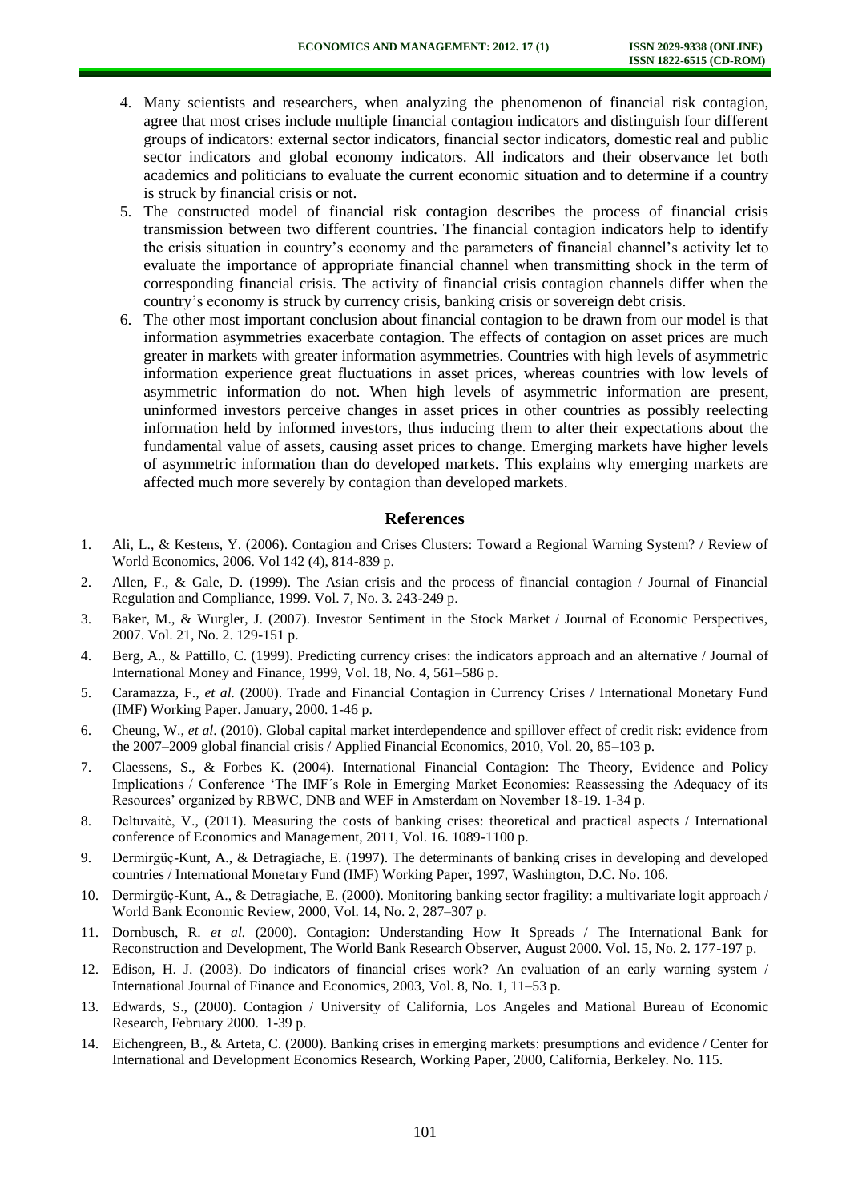4. Many scientists and researchers, when analyzing the phenomenon of financial risk contagion, agree that most crises include multiple financial contagion indicators and distinguish four different groups of indicators: external sector indicators, financial sector indicators, domestic real and public sector indicators and global economy indicators. All indicators and their observance let both academics and politicians to evaluate the current economic situation and to determine if a country is struck by financial crisis or not.
5. The constructed model of financial risk contagion describes the process of financial crisis transmission between two different countries. The financial contagion indicators help to identify the crisis situation in country's economy and the parameters of financial channel's activity let to evaluate the importance of appropriate financial channel when transmitting shock in the term of corresponding financial crisis. The activity of financial crisis contagion channels differ when the country's economy is struck by currency crisis, banking crisis or sovereign debt crisis.
6. The other most important conclusion about financial contagion to be drawn from our model is that information asymmetries exacerbate contagion. The effects of contagion on asset prices are much greater in markets with greater information asymmetries. Countries with high levels of asymmetric information experience great fluctuations in asset prices, whereas countries with low levels of asymmetric information do not. When high levels of asymmetric information are present, uninformed investors perceive changes in asset prices in other countries as possibly reelecting information held by informed investors, thus inducing them to alter their expectations about the fundamental value of assets, causing asset prices to change. Emerging markets have higher levels of asymmetric information than do developed markets. This explains why emerging markets are affected much more severely by contagion than developed markets.

## References

1. Ali, L., & Kestens, Y. (2006). Contagion and Crises Clusters: Toward a Regional Warning System? / Review of World Economics, 2006. Vol 142 (4), 814-839 p.
2. Allen, F., & Gale, D. (1999). The Asian crisis and the process of financial contagion / Journal of Financial Regulation and Compliance, 1999. Vol. 7, No. 3. 243-249 p.
3. Baker, M., & Wurgler, J. (2007). Investor Sentiment in the Stock Market / Journal of Economic Perspectives, 2007. Vol. 21, No. 2. 129-151 p.
4. Berg, A., & Pattillo, C. (1999). Predicting currency crises: the indicators approach and an alternative / Journal of International Money and Finance, 1999, Vol. 18, No. 4, 561–586 p.
5. Caramazza, F., *et al.* (2000). Trade and Financial Contagion in Currency Crises / International Monetary Fund (IMF) Working Paper. January, 2000. 1-46 p.
6. Cheung, W., *et al*. (2010). Global capital market interdependence and spillover effect of credit risk: evidence from the 2007–2009 global financial crisis / Applied Financial Economics, 2010, Vol. 20, 85–103 p.
7. Claessens, S., & Forbes K. (2004). International Financial Contagion: The Theory, Evidence and Policy Implications / Conference 'The IMF´s Role in Emerging Market Economies: Reassessing the Adequacy of its Resources' organized by RBWC, DNB and WEF in Amsterdam on November 18-19. 1-34 p.
8. Deltuvaitė, V., (2011). Measuring the costs of banking crises: theoretical and practical aspects / International conference of Economics and Management, 2011, Vol. 16. 1089-1100 p.
9. Dermirgüç-Kunt, A., & Detragiache, E. (1997). The determinants of banking crises in developing and developed countries / International Monetary Fund (IMF) Working Paper, 1997, Washington, D.C. No. 106.
10. Dermirgüç-Kunt, A., & Detragiache, E. (2000). Monitoring banking sector fragility: a multivariate logit approach / World Bank Economic Review, 2000, Vol. 14, No. 2, 287–307 p.
11. Dornbusch, R. *et al.* (2000). Contagion: Understanding How It Spreads / The International Bank for Reconstruction and Development, The World Bank Research Observer, August 2000. Vol. 15, No. 2. 177-197 p.
12. Edison, H. J. (2003). Do indicators of financial crises work? An evaluation of an early warning system / International Journal of Finance and Economics, 2003, Vol. 8, No. 1, 11–53 p.
13. Edwards, S., (2000). Contagion / University of California, Los Angeles and Mational Bureau of Economic Research, February 2000. 1-39 p.
14. Eichengreen, B., & Arteta, C. (2000). Banking crises in emerging markets: presumptions and evidence / Center for International and Development Economics Research, Working Paper, 2000, California, Berkeley. No. 115.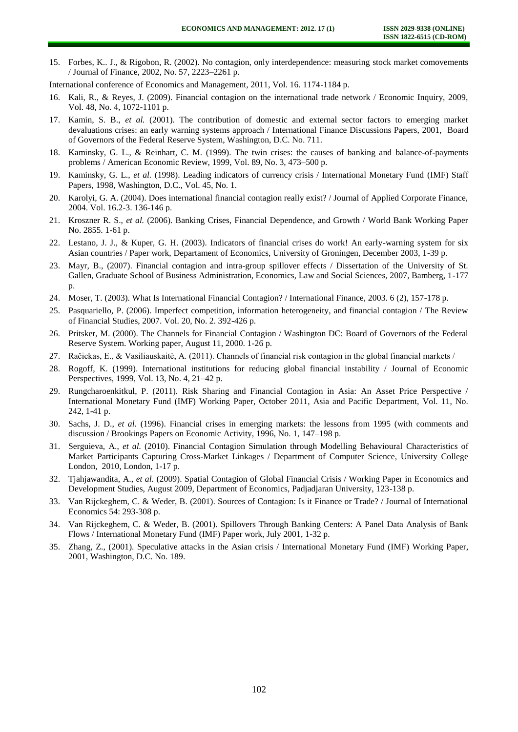15. Forbes, K.. J., & Rigobon, R. (2002). No contagion, only interdependence: measuring stock market comovements / Journal of Finance, 2002, No. 57, 2223–2261 p.

International conference of Economics and Management, 2011, Vol. 16. 1174-1184 p.

16. Kali, R., & Reyes, J. (2009). Financial contagion on the international trade network / Economic Inquiry, 2009, Vol. 48, No. 4, 1072-1101 p.
17. Kamin, S. B., *et al.* (2001). The contribution of domestic and external sector factors to emerging market devaluations crises: an early warning systems approach / International Finance Discussions Papers, 2001, Board of Governors of the Federal Reserve System, Washington, D.C. No. 711.
18. Kaminsky, G. L., & Reinhart, C. M. (1999). The twin crises: the causes of banking and balance-of-payments problems / American Economic Review, 1999, Vol. 89, No. 3, 473–500 p.
19. Kaminsky, G. L., *et al.* (1998). Leading indicators of currency crisis / International Monetary Fund (IMF) Staff Papers, 1998, Washington, D.C., Vol. 45, No. 1.
20. Karolyi, G. A. (2004). Does international financial contagion really exist? / Journal of Applied Corporate Finance, 2004. Vol. 16.2-3. 136-146 p.
21. Kroszner R. S., *et al.* (2006). Banking Crises, Financial Dependence, and Growth / World Bank Working Paper No. 2855. 1-61 p.
22. Lestano, J. J., & Kuper, G. H. (2003). Indicators of financial crises do work! An early-warning system for six Asian countries / Paper work, Departament of Economics, University of Groningen, December 2003, 1-39 p.
23. Mayr, B., (2007). Financial contagion and intra-group spillover effects / Dissertation of the University of St. Gallen, Graduate School of Business Administration, Economics, Law and Social Sciences, 2007, Bamberg, 1-177 p.
24. Moser, T. (2003). What Is International Financial Contagion? / International Finance, 2003. 6 (2), 157-178 p.
25. Pasquariello, P. (2006). Imperfect competition, information heterogeneity, and financial contagion / The Review of Financial Studies, 2007. Vol. 20, No. 2. 392-426 p.
26. Pritsker, M. (2000). The Channels for Financial Contagion / Washington DC: Board of Governors of the Federal Reserve System. Working paper, August 11, 2000. 1-26 p.
27. Račickas, E., & Vasiliauskaitė, A. (2011). Channels of financial risk contagion in the global financial markets /
28. Rogoff, K. (1999). International institutions for reducing global financial instability / Journal of Economic Perspectives, 1999, Vol. 13, No. 4, 21–42 p.
29. Rungcharoenkitkul, P. (2011). Risk Sharing and Financial Contagion in Asia: An Asset Price Perspective / International Monetary Fund (IMF) Working Paper, October 2011, Asia and Pacific Department, Vol. 11, No. 242, 1-41 p.
30. Sachs, J. D., *et al.* (1996). Financial crises in emerging markets: the lessons from 1995 (with comments and discussion / Brookings Papers on Economic Activity, 1996, No. 1, 147–198 p.
31. Serguieva, A., *et al.* (2010). Financial Contagion Simulation through Modelling Behavioural Characteristics of Market Participants Capturing Cross-Market Linkages / Department of Computer Science, University College London, 2010, London, 1-17 p.
32. Tjahjawandita, A., *et al.* (2009). Spatial Contagion of Global Financial Crisis / Working Paper in Economics and Development Studies, August 2009, Department of Economics, Padjadjaran University, 123-138 p.
33. Van Rijckeghem, C. & Weder, B. (2001). Sources of Contagion: Is it Finance or Trade? / Journal of International Economics 54: 293-308 p.
34. Van Rijckeghem, C. & Weder, B. (2001). Spillovers Through Banking Centers: A Panel Data Analysis of Bank Flows / International Monetary Fund (IMF) Paper work, July 2001, 1-32 p.
35. Zhang, Z., (2001). Speculative attacks in the Asian crisis / International Monetary Fund (IMF) Working Paper, 2001, Washington, D.C. No. 189.